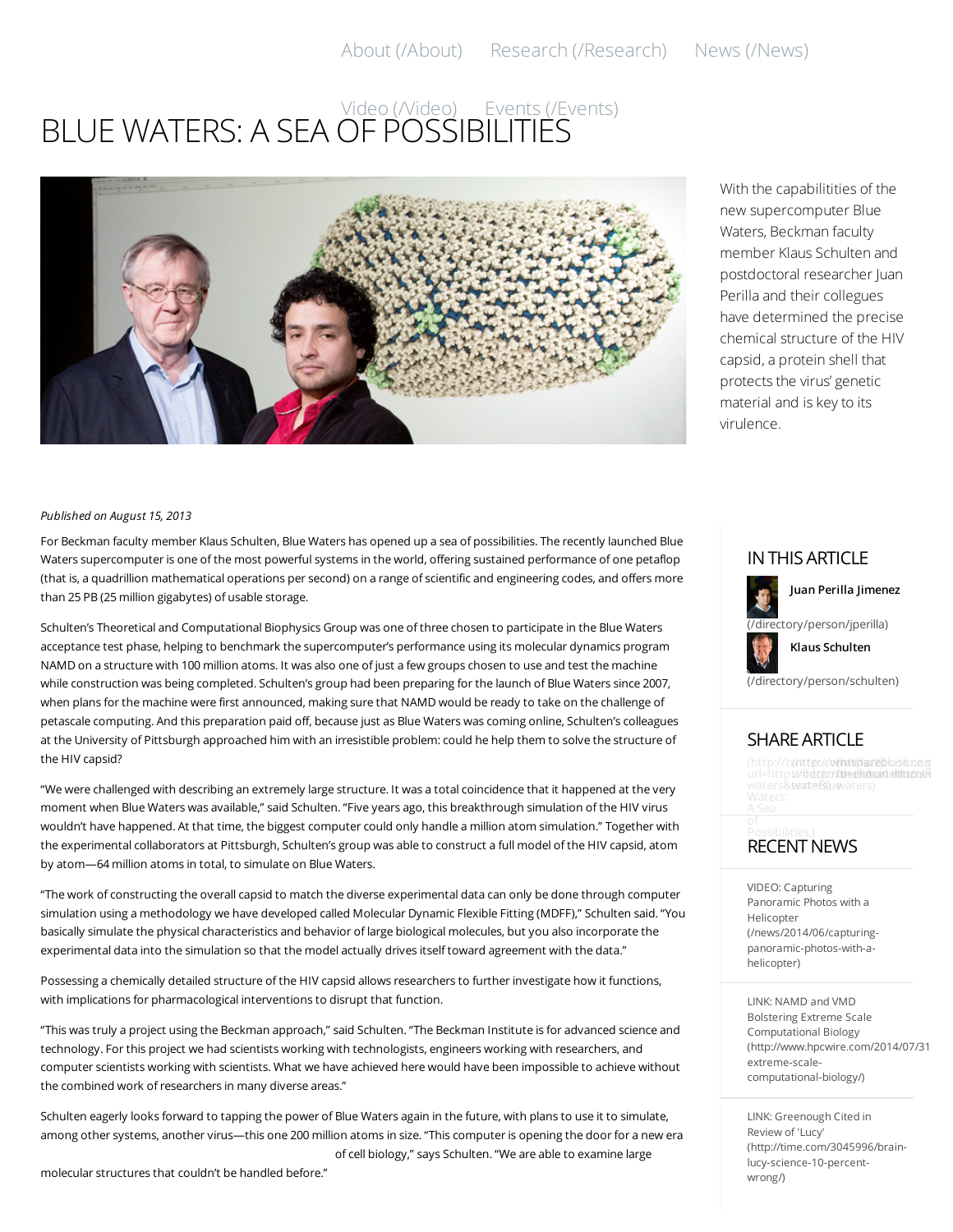About (/About) Research (/Research) News (/News)

Video (/Video) Events (/Events)

# BLUE WATERS: A SEA OF POSSIBILITIES

With the capabilitities of the new supercomputer Blue Waters, Beckman faculty member Klaus Schulten and postdoctoral researcher Juan Perilla and their collegues have determined the precise chemical structure of the HIV capsid, a protein shell that protects the virus' genetic material and is key to its virulence.

*Published on August 15, 2013*

For Beckman faculty member Klaus Schulten, Blue Waters has opened up a sea of possibilities. The recently launched Blue Waters supercomputer is one of the most powerful systems in the world, offering sustained performance of one petaflop (that is, a quadrillion mathematical operations per second) on a range of scientific and engineering codes, and offers more than 25 PB (25 million gigabytes) of usable storage.

Schulten's Theoretical and Computational Biophysics Group was one of three chosen to participate in the Blue Waters acceptance test phase, helping to benchmark the supercomputer's performance using its molecular dynamics program NAMD on a structure with 100 million atoms. It was also one of just a few groups chosen to use and test the machine while construction was being completed. Schulten's group had been preparing for the launch of Blue Waters since 2007, when plans for the machine were first announced, making sure that NAMD would be ready to take on the challenge of petascale computing. And this preparation paid off, because just as Blue Waters was coming online, Schulten's colleagues at the University of Pittsburgh approached him with an irresistible problem: could he help them to solve the structure of the HIV capsid?

"We were challenged with describing an extremely large structure. It was a total coincidence that it happened at the very moment when Blue Waters was available," said Schulten. "Five years ago, this breakthrough simulation of the HIV virus wouldn't have happened. At that time, the biggest computer could only handle a million atom simulation." Together with the experimental collaborators at Pittsburgh, Schulten's group was able to construct a full model of the HIV capsid, atom by atom—64 million atoms in total, to simulate on Blue Waters.

"The work of constructing the overall capsid to match the diverse experimental data can only be done through computer simulation using a methodology we have developed called Molecular Dynamic Flexible Fitting (MDFF)," Schulten said. "You basically simulate the physical characteristics and behavior of large biological molecules, but you also incorporate the experimental data into the simulation so that the model actually drives itself toward agreement with the data."

Possessing a chemically detailed structure of the HIV capsid allows researchers to further investigate how it functions, with implications for pharmacological interventions to disrupt that function.

"This was truly a project using the Beckman approach," said Schulten. "The Beckman Institute is for advanced science and technology. For this project we had scientists working with technologists, engineers working with researchers, and computer scientists working with scientists. What we have achieved here would have been impossible to achieve without the combined work of researchers in many diverse areas."

Schulten eagerly looks forward to tapping the power of Blue Waters again in the future, with plans to use it to simulate, among other systems, another virus—this one 200 million atoms in size. "This computer is opening the door for a new era of cell biology," says Schulten. "We are able to examine large molecular structures that couldn't be handled before."

## IN THIS ARTICLE

**Juan Perilla Jimenez** (/directory/person/jperilla)

**Klaus Schulten** (/directory/person/schulten)

## SHARE ARTICLE

## RECENT NEWS

VIDEO: Capturing Panoramic Photos with a Helicopter (/news/2014/06/capturing-panoramic-photos-with-a-helicopter)

LINK: NAMD and VMD Bolstering Extreme Scale Computational Biology (http://www.hpcwire.com/2014/07/31 extreme-scale-computational-biology/)

LINK: Greenough Cited in Review of 'Lucy' (http://time.com/3045996/brain-lucy-science-10-percent-wrong/)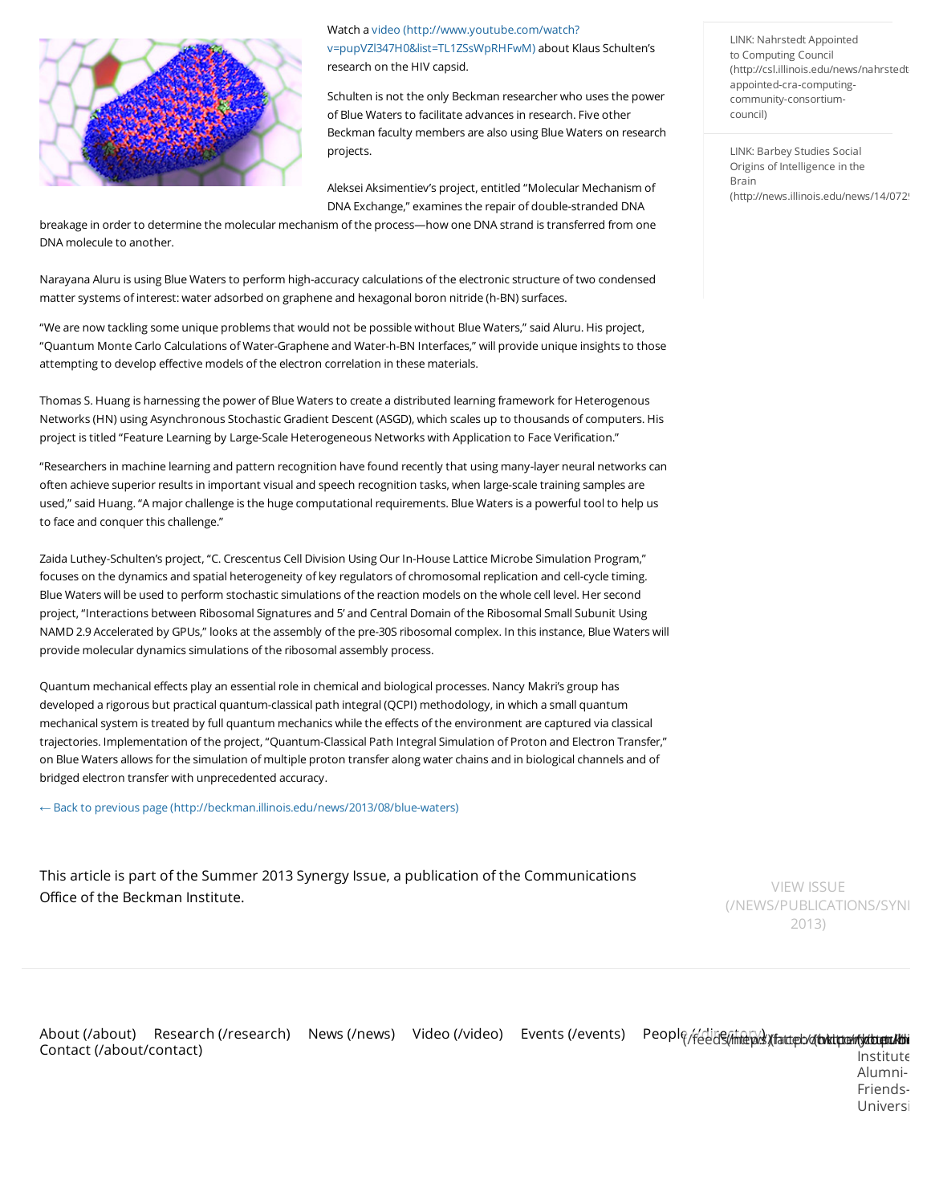Watch a video (http://www.youtube.com/watch?v=pupVZl347H0&list=TL1ZSsWpRHFwM) about Klaus Schulten's research on the HIV capsid.

Schulten is not the only Beckman researcher who uses the power of Blue Waters to facilitate advances in research. Five other Beckman faculty members are also using Blue Waters on research projects.

Aleksei Aksimentiev's project, entitled "Molecular Mechanism of DNA Exchange," examines the repair of double-stranded DNA breakage in order to determine the molecular mechanism of the process—how one DNA strand is transferred from one DNA molecule to another.

Narayana Aluru is using Blue Waters to perform high-accuracy calculations of the electronic structure of two condensed matter systems of interest: water adsorbed on graphene and hexagonal boron nitride (h-BN) surfaces.

"We are now tackling some unique problems that would not be possible without Blue Waters," said Aluru. His project, "Quantum Monte Carlo Calculations of Water-Graphene and Water-h-BN Interfaces," will provide unique insights to those attempting to develop effective models of the electron correlation in these materials.

Thomas S. Huang is harnessing the power of Blue Waters to create a distributed learning framework for Heterogenous Networks (HN) using Asynchronous Stochastic Gradient Descent (ASGD), which scales up to thousands of computers. His project is titled "Feature Learning by Large-Scale Heterogeneous Networks with Application to Face Verification."

"Researchers in machine learning and pattern recognition have found recently that using many-layer neural networks can often achieve superior results in important visual and speech recognition tasks, when large-scale training samples are used," said Huang. "A major challenge is the huge computational requirements. Blue Waters is a powerful tool to help us to face and conquer this challenge."

Zaida Luthey-Schulten's project, "C. Crescentus Cell Division Using Our In-House Lattice Microbe Simulation Program," focuses on the dynamics and spatial heterogeneity of key regulators of chromosomal replication and cell-cycle timing. Blue Waters will be used to perform stochastic simulations of the reaction models on the whole cell level. Her second project, "Interactions between Ribosomal Signatures and 5' and Central Domain of the Ribosomal Small Subunit Using NAMD 2.9 Accelerated by GPUs," looks at the assembly of the pre-30S ribosomal complex. In this instance, Blue Waters will provide molecular dynamics simulations of the ribosomal assembly process.

Quantum mechanical effects play an essential role in chemical and biological processes. Nancy Makri's group has developed a rigorous but practical quantum-classical path integral (QCPI) methodology, in which a small quantum mechanical system is treated by full quantum mechanics while the effects of the environment are captured via classical trajectories. Implementation of the project, "Quantum-Classical Path Integral Simulation of Proton and Electron Transfer," on Blue Waters allows for the simulation of multiple proton transfer along water chains and in biological channels and of bridged electron transfer with unprecedented accuracy.

← Back to previous page (http://beckman.illinois.edu/news/2013/08/blue-waters)

LINK: Nahrstedt Appointed to Computing Council (http://csl.illinois.edu/news/nahrstedt-appointed-cra-computing-community-consortium-council)

LINK: Barbey Studies Social Origins of Intelligence in the Brain (http://news.illinois.edu/news/14/072

This article is part of the Summer 2013 Synergy Issue, a publication of the Communications Office of the Beckman Institute.

VIEW ISSUE (/NEWS/PUBLICATIONS/SYN 2013)

About (/about) Research (/research) News (/news) Video (/video) Events (/events) People (/directory) Contact (/about/contact)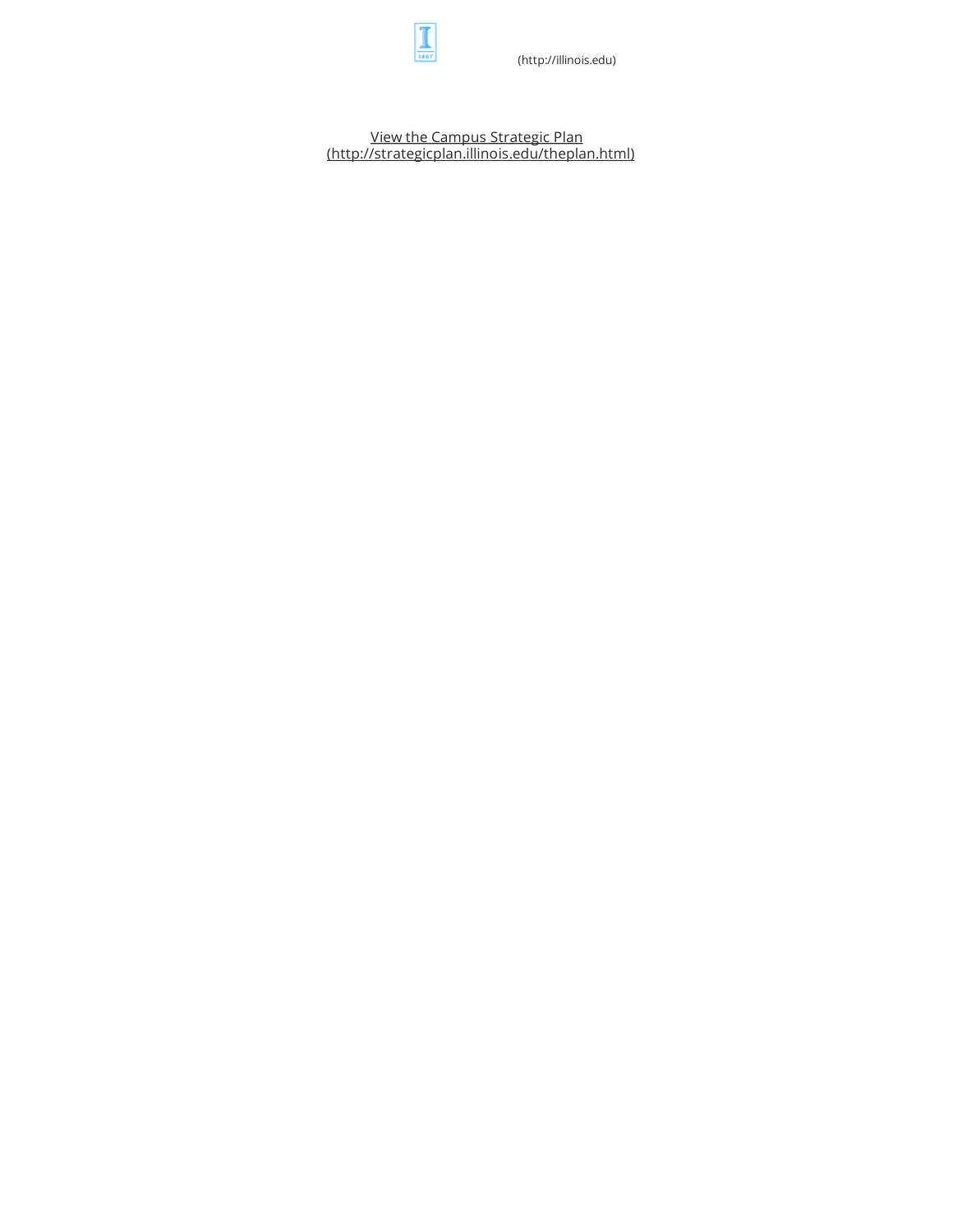(http://illinois.edu)

View the Campus Strategic Plan (http://strategicplan.illinois.edu/theplan.html)